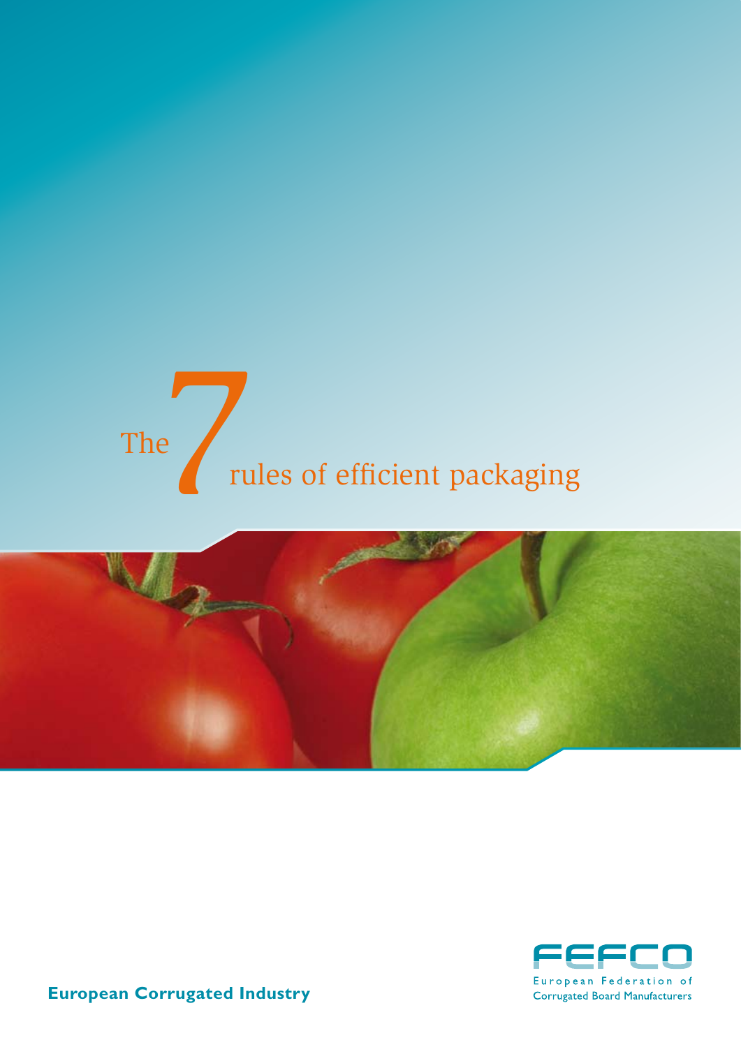# The 7 rules of efficient packaging

**European Corrugated Industry**

FEFCO
European Federation of Corrugated Board Manufacturers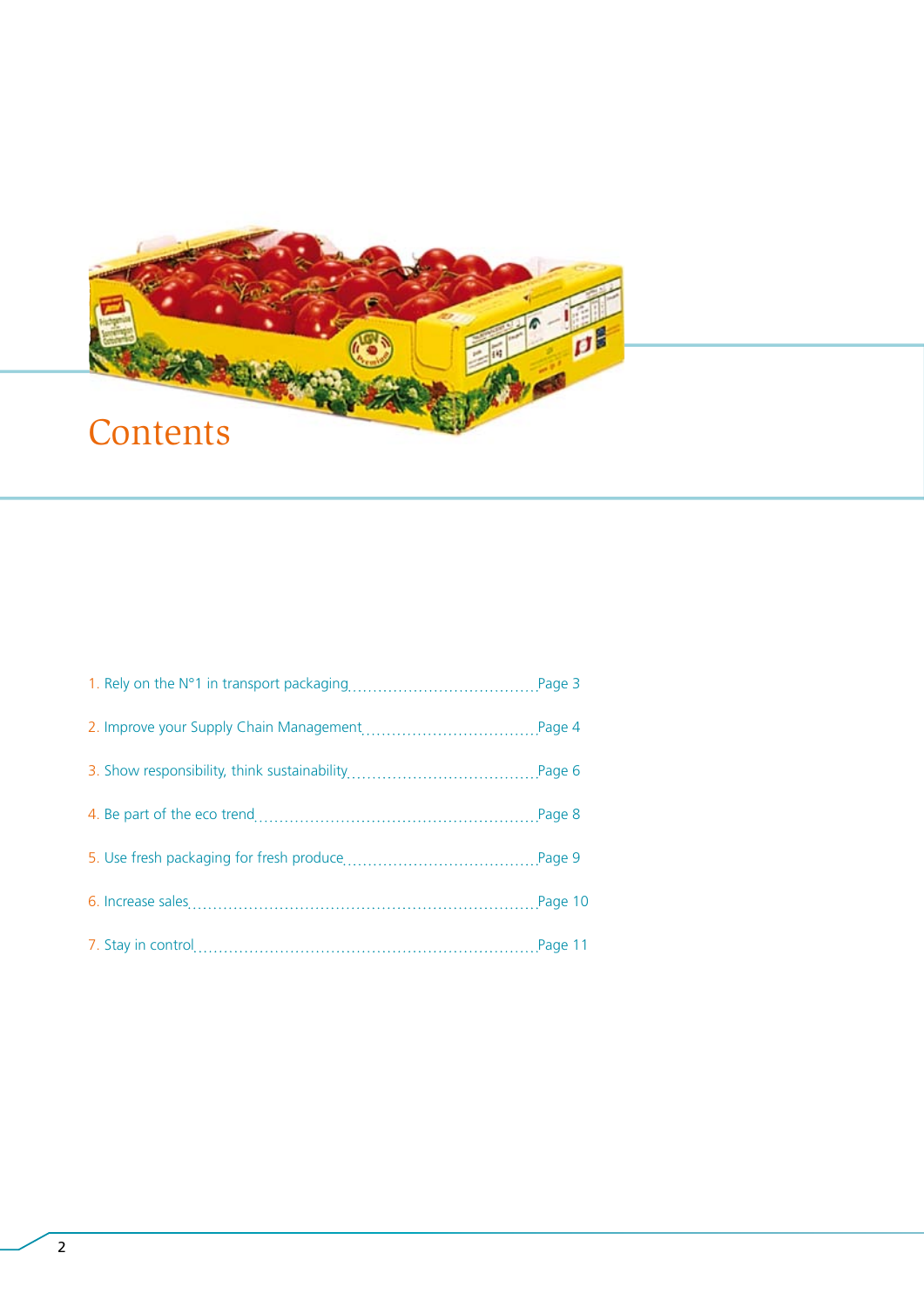# Contents

1. Rely on the N°1 in transport packaging ........ Page 3
2. Improve your Supply Chain Management ........ Page 4
3. Show responsibility, think sustainability ........ Page 6
4. Be part of the eco trend ........ Page 8
5. Use fresh packaging for fresh produce ........ Page 9
6. Increase sales ........ Page 10
7. Stay in control ........ Page 11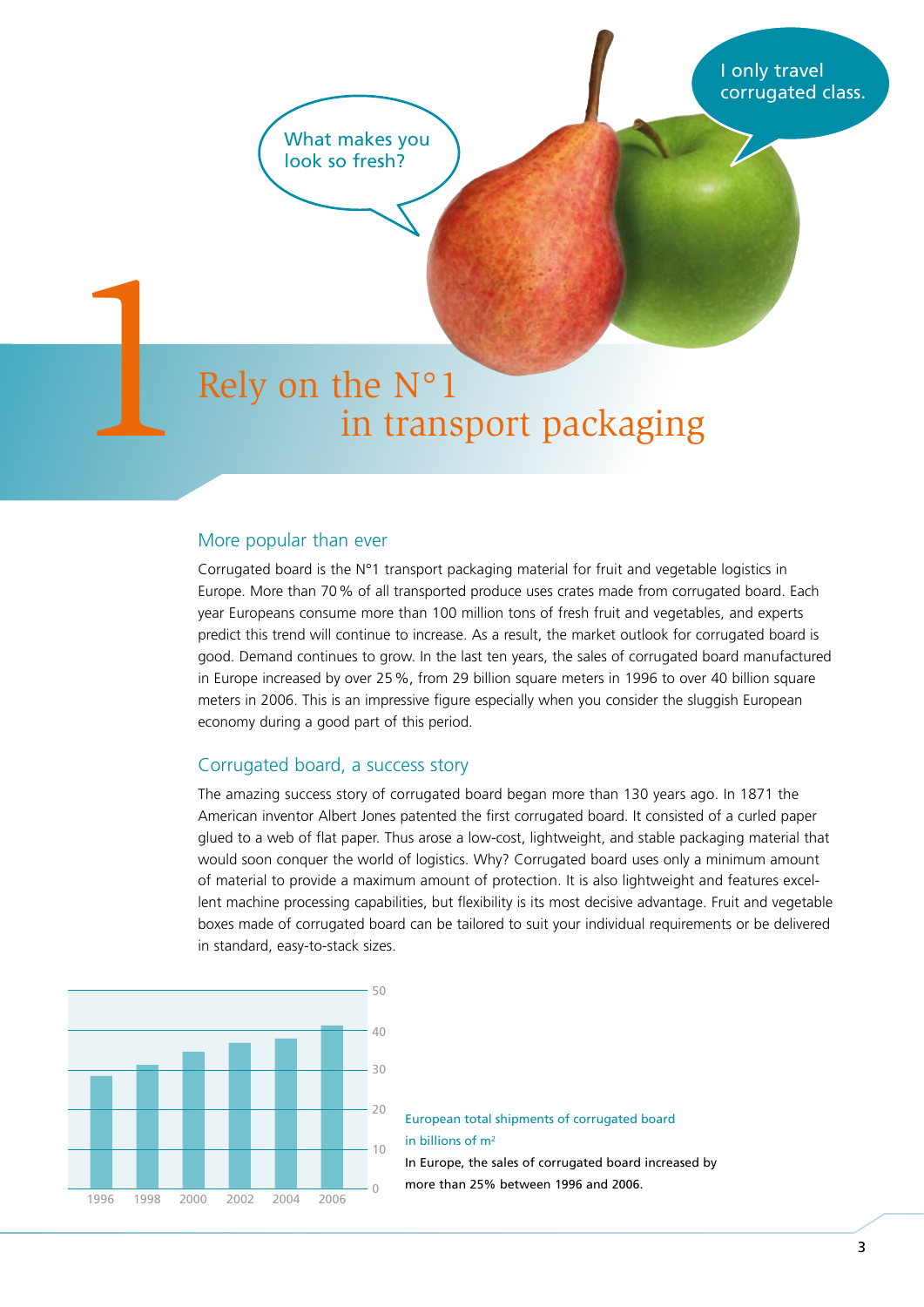What makes you look so fresh?

I only travel corrugated class.

# 1 Rely on the N°1 in transport packaging

## More popular than ever

Corrugated board is the N°1 transport packaging material for fruit and vegetable logistics in Europe. More than 70 % of all transported produce uses crates made from corrugated board. Each year Europeans consume more than 100 million tons of fresh fruit and vegetables, and experts predict this trend will continue to increase. As a result, the market outlook for corrugated board is good. Demand continues to grow. In the last ten years, the sales of corrugated board manufactured in Europe increased by over 25 %, from 29 billion square meters in 1996 to over 40 billion square meters in 2006. This is an impressive figure especially when you consider the sluggish European economy during a good part of this period.

## Corrugated board, a success story

The amazing success story of corrugated board began more than 130 years ago. In 1871 the American inventor Albert Jones patented the first corrugated board. It consisted of a curled paper glued to a web of flat paper. Thus arose a low-cost, lightweight, and stable packaging material that would soon conquer the world of logistics. Why? Corrugated board uses only a minimum amount of material to provide a maximum amount of protection. It is also lightweight and features excellent machine processing capabilities, but flexibility is its most decisive advantage. Fruit and vegetable boxes made of corrugated board can be tailored to suit your individual requirements or be delivered in standard, easy-to-stack sizes.

| Year | 1996 | 1998 | 2000 | 2002 | 2004 | 2006 |
|---|---|---|---|---|---|---|

European total shipments of corrugated board in billions of m²

In Europe, the sales of corrugated board increased by more than 25% between 1996 and 2006.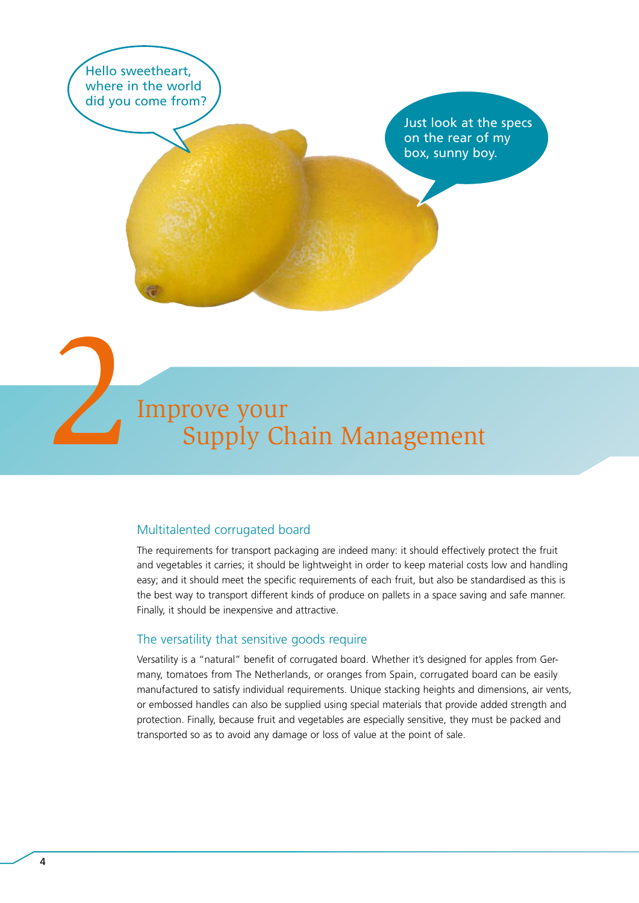Hello sweetheart, where in the world did you come from?

Just look at the specs on the rear of my box, sunny boy.

# 2 Improve your Supply Chain Management

## Multitalented corrugated board

The requirements for transport packaging are indeed many: it should effectively protect the fruit and vegetables it carries; it should be lightweight in order to keep material costs low and handling easy; and it should meet the specific requirements of each fruit, but also be standardised as this is the best way to transport different kinds of produce on pallets in a space saving and safe manner. Finally, it should be inexpensive and attractive.

## The versatility that sensitive goods require

Versatility is a "natural" benefit of corrugated board. Whether it's designed for apples from Germany, tomatoes from The Netherlands, or oranges from Spain, corrugated board can be easily manufactured to satisfy individual requirements. Unique stacking heights and dimensions, air vents, or embossed handles can also be supplied using special materials that provide added strength and protection. Finally, because fruit and vegetables are especially sensitive, they must be packed and transported so as to avoid any damage or loss of value at the point of sale.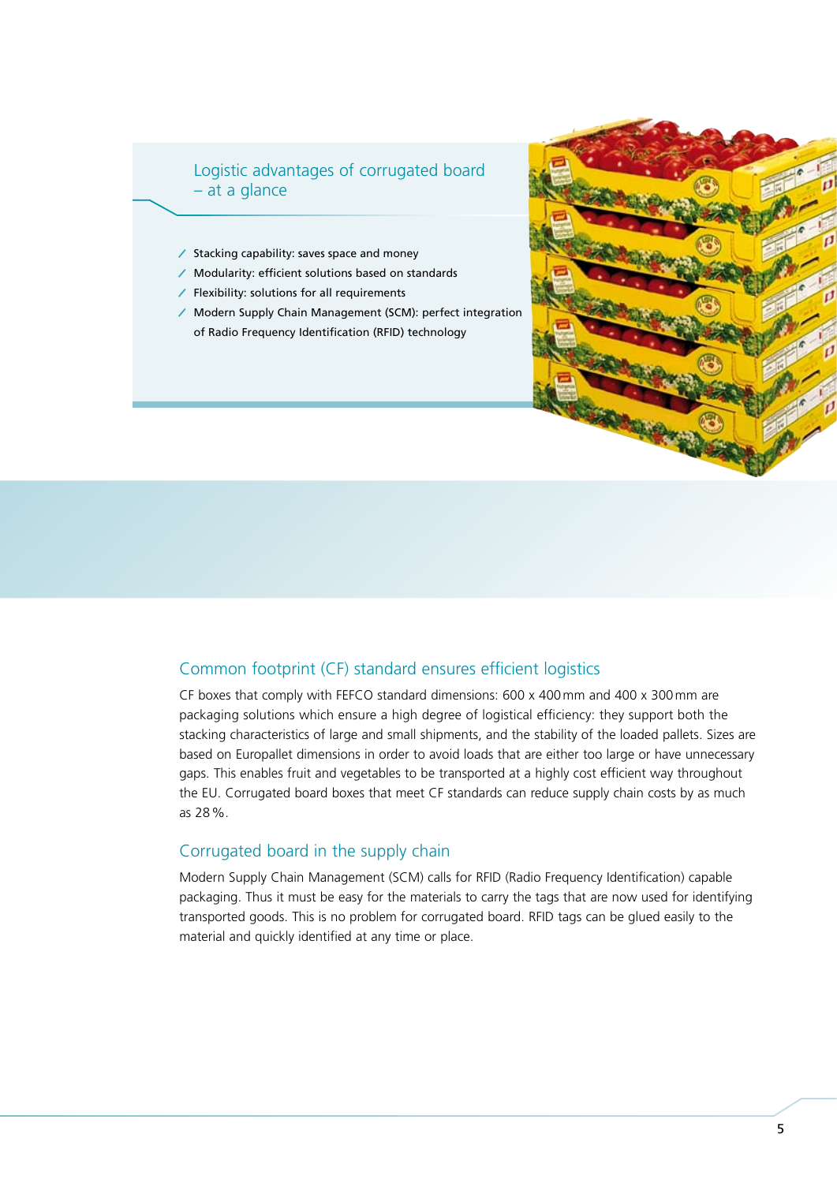## Logistic advantages of corrugated board – at a glance

- Stacking capability: saves space and money
- Modularity: efficient solutions based on standards
- Flexibility: solutions for all requirements
- Modern Supply Chain Management (SCM): perfect integration of Radio Frequency Identification (RFID) technology

## Common footprint (CF) standard ensures efficient logistics

CF boxes that comply with FEFCO standard dimensions: 600 x 400 mm and 400 x 300 mm are packaging solutions which ensure a high degree of logistical efficiency: they support both the stacking characteristics of large and small shipments, and the stability of the loaded pallets. Sizes are based on Europallet dimensions in order to avoid loads that are either too large or have unnecessary gaps. This enables fruit and vegetables to be transported at a highly cost efficient way throughout the EU. Corrugated board boxes that meet CF standards can reduce supply chain costs by as much as 28 %.

## Corrugated board in the supply chain

Modern Supply Chain Management (SCM) calls for RFID (Radio Frequency Identification) capable packaging. Thus it must be easy for the materials to carry the tags that are now used for identifying transported goods. This is no problem for corrugated board. RFID tags can be glued easily to the material and quickly identified at any time or place.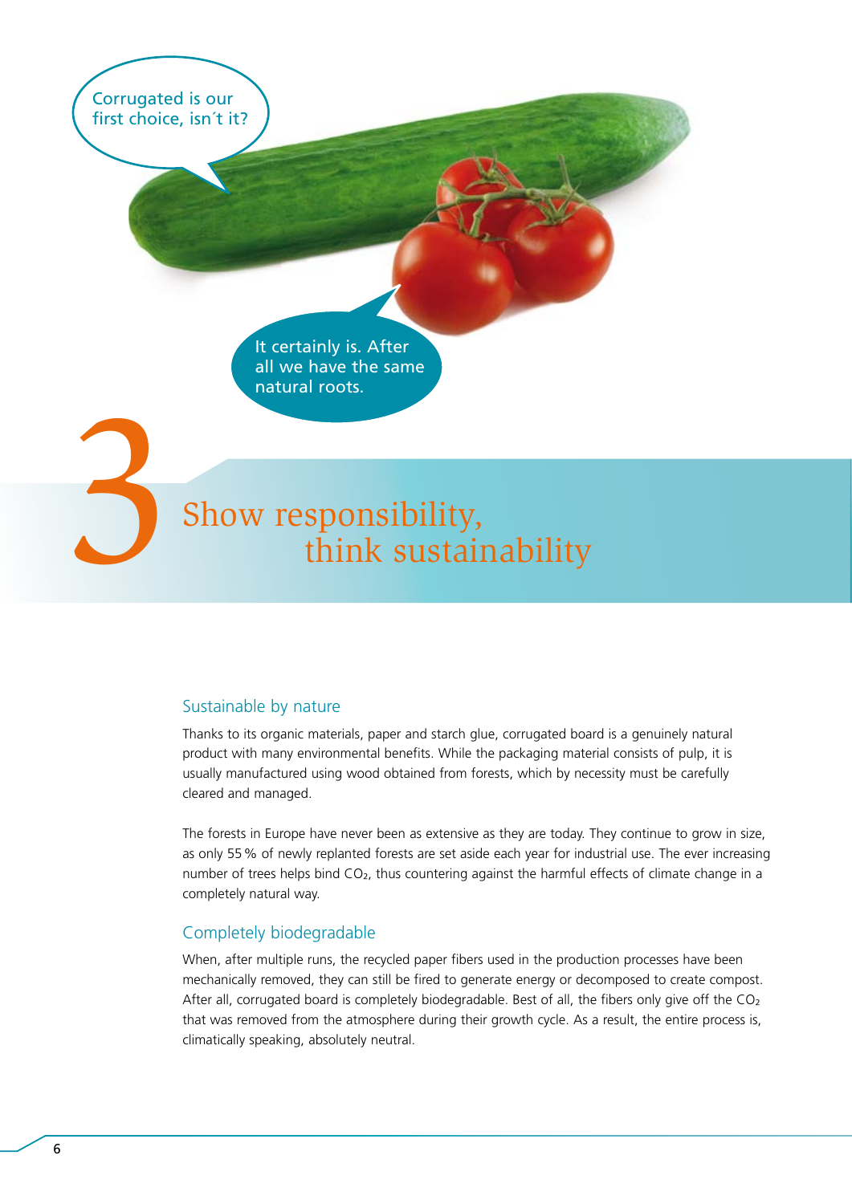Corrugated is our first choice, isn´t it?

It certainly is. After all we have the same natural roots.

# 3 Show responsibility, think sustainability

## Sustainable by nature

Thanks to its organic materials, paper and starch glue, corrugated board is a genuinely natural product with many environmental benefits. While the packaging material consists of pulp, it is usually manufactured using wood obtained from forests, which by necessity must be carefully cleared and managed.

The forests in Europe have never been as extensive as they are today. They continue to grow in size, as only 55 % of newly replanted forests are set aside each year for industrial use. The ever increasing number of trees helps bind $CO_2$, thus countering against the harmful effects of climate change in a completely natural way.

## Completely biodegradable

When, after multiple runs, the recycled paper fibers used in the production processes have been mechanically removed, they can still be fired to generate energy or decomposed to create compost. After all, corrugated board is completely biodegradable. Best of all, the fibers only give off the $CO_2$ that was removed from the atmosphere during their growth cycle. As a result, the entire process is, climatically speaking, absolutely neutral.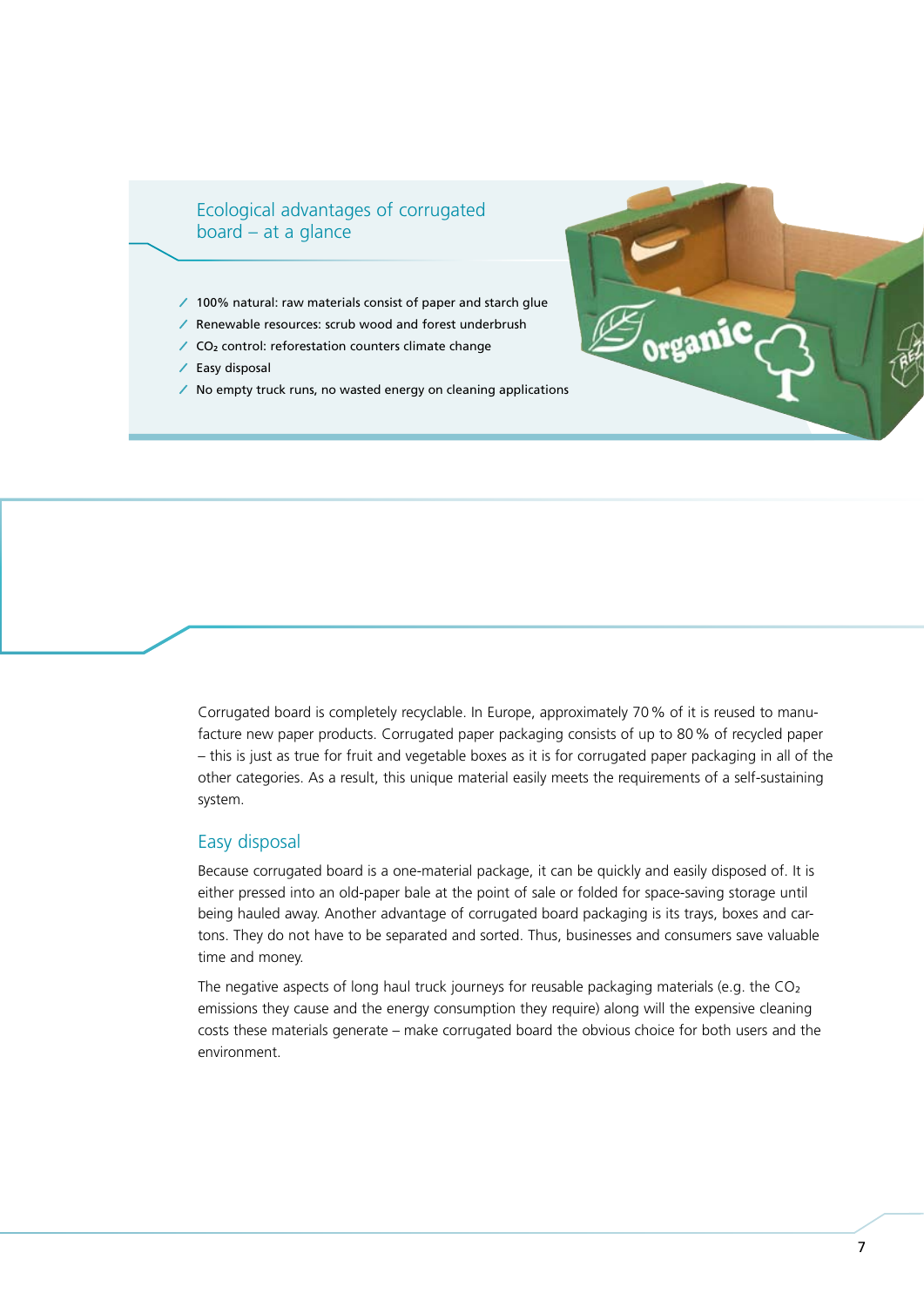## Ecological advantages of corrugated board – at a glance

- 100% natural: raw materials consist of paper and starch glue
- Renewable resources: scrub wood and forest underbrush
- $CO_2$ control: reforestation counters climate change
- Easy disposal
- No empty truck runs, no wasted energy on cleaning applications

Corrugated board is completely recyclable. In Europe, approximately 70 % of it is reused to manufacture new paper products. Corrugated paper packaging consists of up to 80 % of recycled paper – this is just as true for fruit and vegetable boxes as it is for corrugated paper packaging in all of the other categories. As a result, this unique material easily meets the requirements of a self-sustaining system.

### Easy disposal

Because corrugated board is a one-material package, it can be quickly and easily disposed of. It is either pressed into an old-paper bale at the point of sale or folded for space-saving storage until being hauled away. Another advantage of corrugated board packaging is its trays, boxes and cartons. They do not have to be separated and sorted. Thus, businesses and consumers save valuable time and money.

The negative aspects of long haul truck journeys for reusable packaging materials (e.g. the $CO_2$ emissions they cause and the energy consumption they require) along will the expensive cleaning costs these materials generate – make corrugated board the obvious choice for both users and the environment.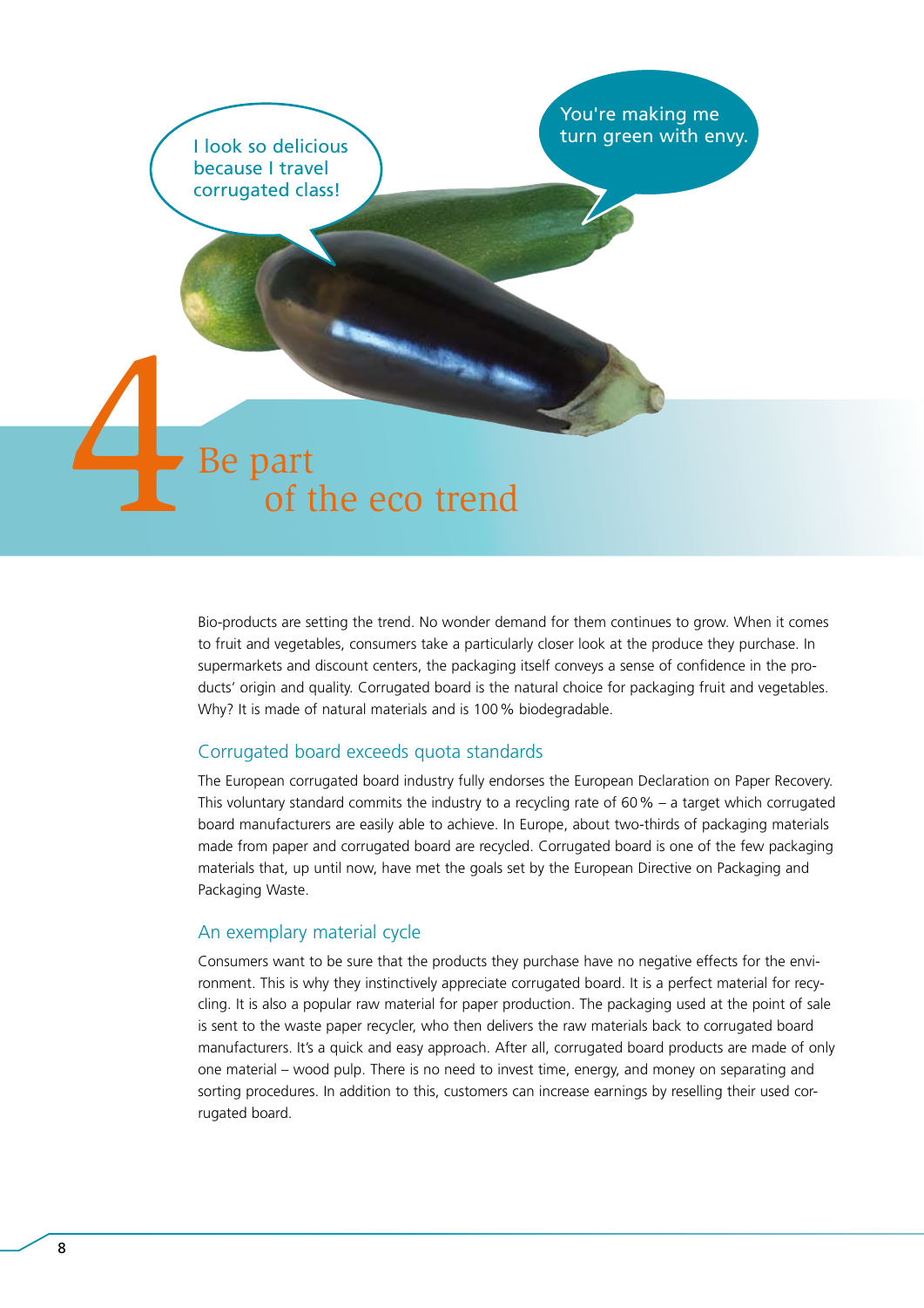I look so delicious because I travel corrugated class!

You're making me turn green with envy.

# 4 Be part of the eco trend

Bio-products are setting the trend. No wonder demand for them continues to grow. When it comes to fruit and vegetables, consumers take a particularly closer look at the produce they purchase. In supermarkets and discount centers, the packaging itself conveys a sense of confidence in the products' origin and quality. Corrugated board is the natural choice for packaging fruit and vegetables. Why? It is made of natural materials and is 100 % biodegradable.

## Corrugated board exceeds quota standards

The European corrugated board industry fully endorses the European Declaration on Paper Recovery. This voluntary standard commits the industry to a recycling rate of 60 % – a target which corrugated board manufacturers are easily able to achieve. In Europe, about two-thirds of packaging materials made from paper and corrugated board are recycled. Corrugated board is one of the few packaging materials that, up until now, have met the goals set by the European Directive on Packaging and Packaging Waste.

## An exemplary material cycle

Consumers want to be sure that the products they purchase have no negative effects for the environment. This is why they instinctively appreciate corrugated board. It is a perfect material for recycling. It is also a popular raw material for paper production. The packaging used at the point of sale is sent to the waste paper recycler, who then delivers the raw materials back to corrugated board manufacturers. It's a quick and easy approach. After all, corrugated board products are made of only one material – wood pulp. There is no need to invest time, energy, and money on separating and sorting procedures. In addition to this, customers can increase earnings by reselling their used corrugated board.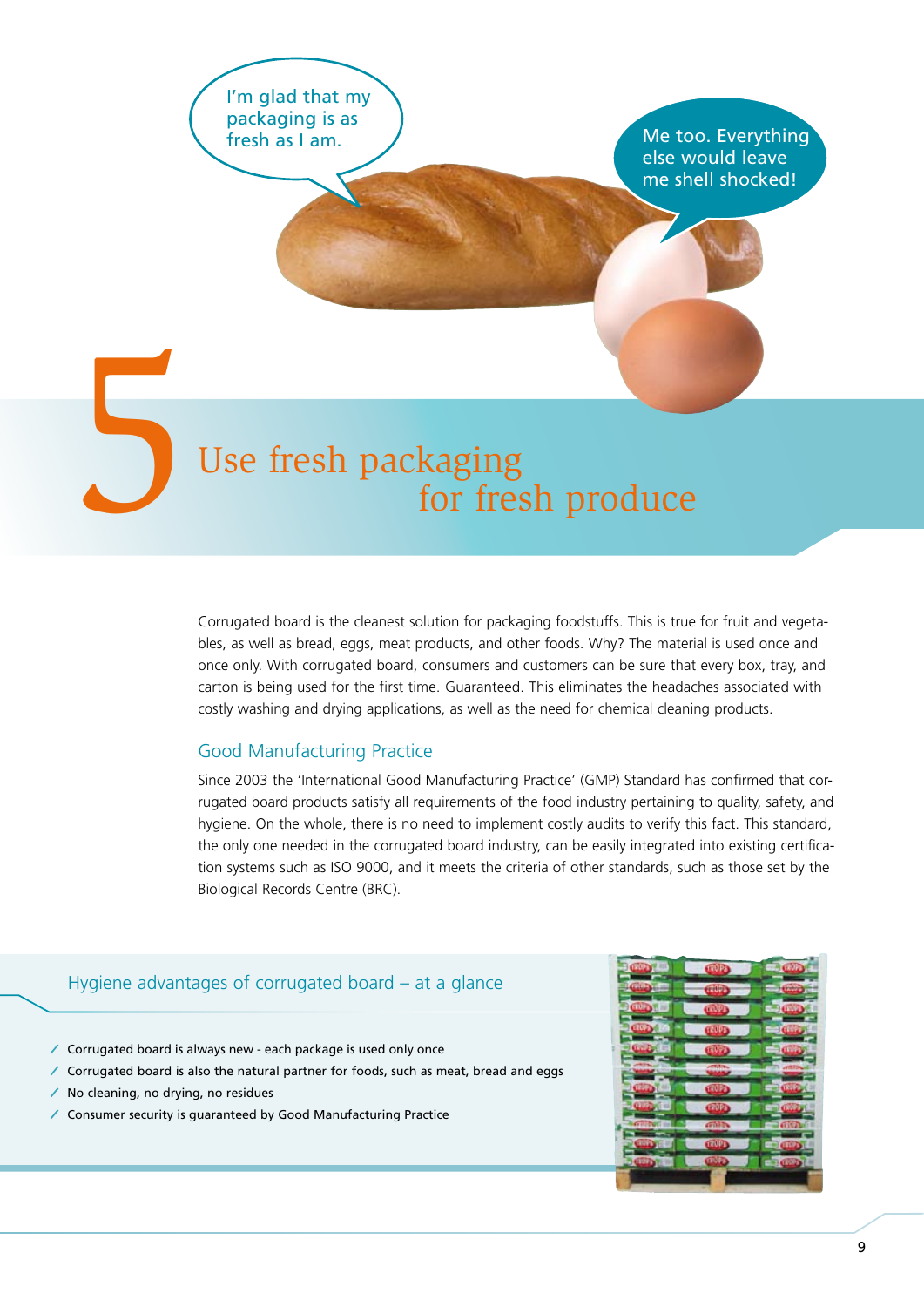I'm glad that my packaging is as fresh as I am.

Me too. Everything else would leave me shell shocked!

# 5 Use fresh packaging for fresh produce

Corrugated board is the cleanest solution for packaging foodstuffs. This is true for fruit and vegetables, as well as bread, eggs, meat products, and other foods. Why? The material is used once and once only. With corrugated board, consumers and customers can be sure that every box, tray, and carton is being used for the first time. Guaranteed. This eliminates the headaches associated with costly washing and drying applications, as well as the need for chemical cleaning products.

## Good Manufacturing Practice

Since 2003 the 'International Good Manufacturing Practice' (GMP) Standard has confirmed that corrugated board products satisfy all requirements of the food industry pertaining to quality, safety, and hygiene. On the whole, there is no need to implement costly audits to verify this fact. This standard, the only one needed in the corrugated board industry, can be easily integrated into existing certification systems such as ISO 9000, and it meets the criteria of other standards, such as those set by the Biological Records Centre (BRC).

## Hygiene advantages of corrugated board – at a glance

- Corrugated board is always new - each package is used only once
- Corrugated board is also the natural partner for foods, such as meat, bread and eggs
- No cleaning, no drying, no residues
- Consumer security is guaranteed by Good Manufacturing Practice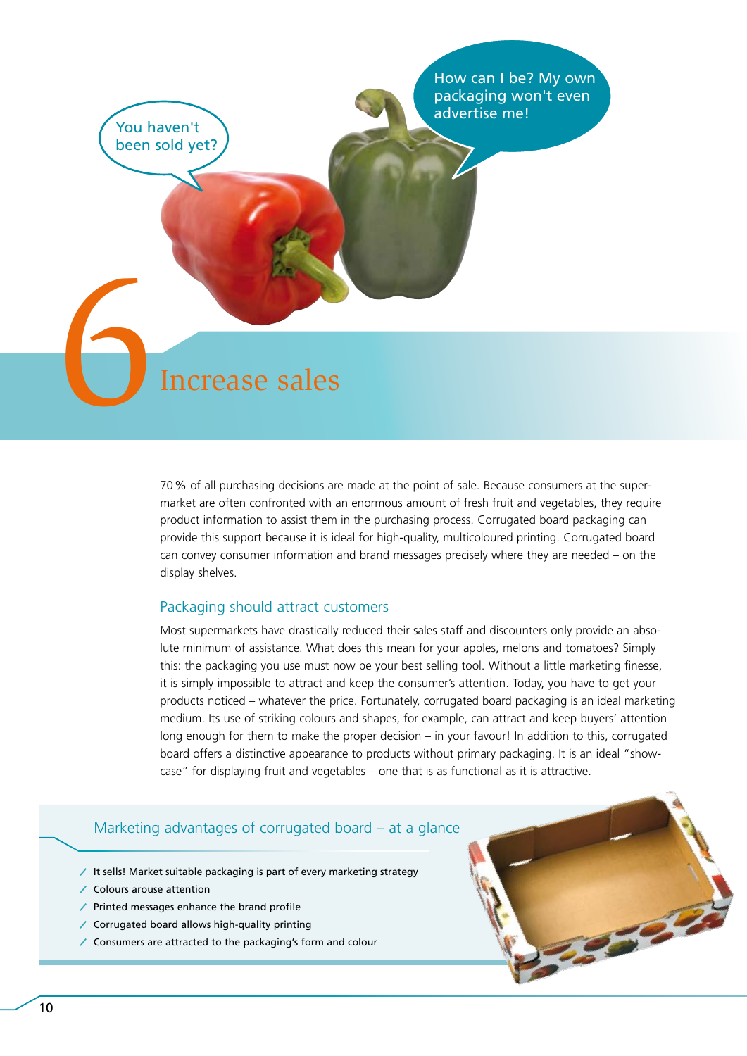You haven't been sold yet?

How can I be? My own packaging won't even advertise me!

# 6 Increase sales

70 % of all purchasing decisions are made at the point of sale. Because consumers at the supermarket are often confronted with an enormous amount of fresh fruit and vegetables, they require product information to assist them in the purchasing process. Corrugated board packaging can provide this support because it is ideal for high-quality, multicoloured printing. Corrugated board can convey consumer information and brand messages precisely where they are needed – on the display shelves.

## Packaging should attract customers

Most supermarkets have drastically reduced their sales staff and discounters only provide an absolute minimum of assistance. What does this mean for your apples, melons and tomatoes? Simply this: the packaging you use must now be your best selling tool. Without a little marketing finesse, it is simply impossible to attract and keep the consumer's attention. Today, you have to get your products noticed – whatever the price. Fortunately, corrugated board packaging is an ideal marketing medium. Its use of striking colours and shapes, for example, can attract and keep buyers' attention long enough for them to make the proper decision – in your favour! In addition to this, corrugated board offers a distinctive appearance to products without primary packaging. It is an ideal "showcase" for displaying fruit and vegetables – one that is as functional as it is attractive.

## Marketing advantages of corrugated board – at a glance

- It sells! Market suitable packaging is part of every marketing strategy
- Colours arouse attention
- Printed messages enhance the brand profile
- Corrugated board allows high-quality printing
- Consumers are attracted to the packaging's form and colour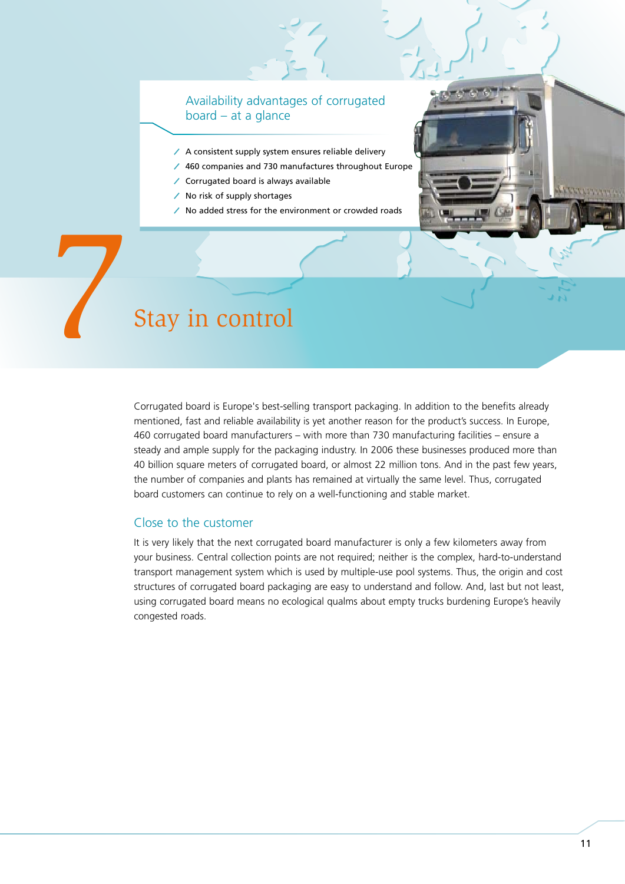## Availability advantages of corrugated board – at a glance

- A consistent supply system ensures reliable delivery
- 460 companies and 730 manufactures throughout Europe
- Corrugated board is always available
- No risk of supply shortages
- No added stress for the environment or crowded roads

# 7 Stay in control

Corrugated board is Europe's best-selling transport packaging. In addition to the benefits already mentioned, fast and reliable availability is yet another reason for the product's success. In Europe, 460 corrugated board manufacturers – with more than 730 manufacturing facilities – ensure a steady and ample supply for the packaging industry. In 2006 these businesses produced more than 40 billion square meters of corrugated board, or almost 22 million tons. And in the past few years, the number of companies and plants has remained at virtually the same level. Thus, corrugated board customers can continue to rely on a well-functioning and stable market.

## Close to the customer

It is very likely that the next corrugated board manufacturer is only a few kilometers away from your business. Central collection points are not required; neither is the complex, hard-to-understand transport management system which is used by multiple-use pool systems. Thus, the origin and cost structures of corrugated board packaging are easy to understand and follow. And, last but not least, using corrugated board means no ecological qualms about empty trucks burdening Europe's heavily congested roads.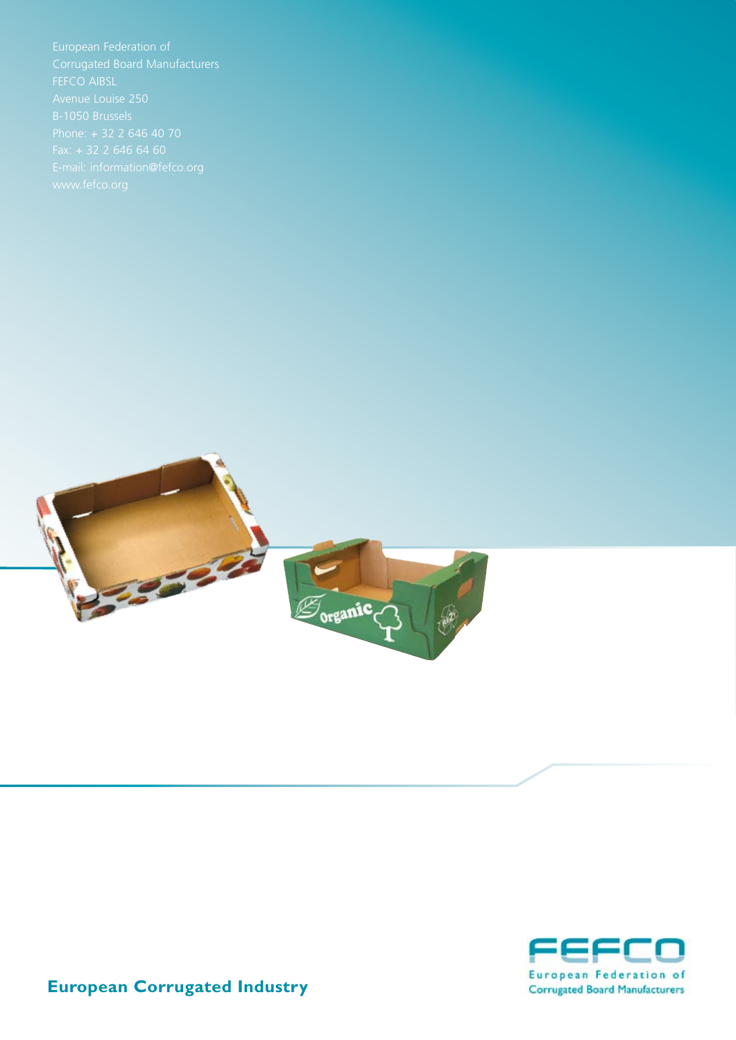European Federation of
Corrugated Board Manufacturers
FEFCO AIBSL
Avenue Louise 250
B-1050 Brussels
Phone: + 32 2 646 40 70
Fax: + 32 2 646 64 60
E-mail: information@fefco.org
www.fefco.org

**European Corrugated Industry**

FEFCO
European Federation of
Corrugated Board Manufacturers